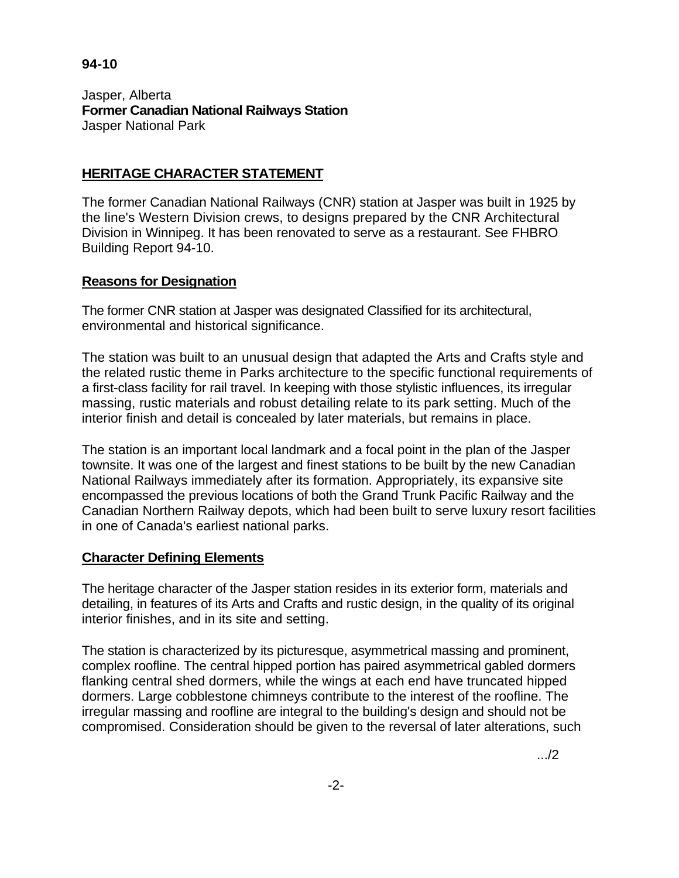**94-10**

Jasper, Alberta
**Former Canadian National Railways Station**
Jasper National Park

## HERITAGE CHARACTER STATEMENT

The former Canadian National Railways (CNR) station at Jasper was built in 1925 by the line's Western Division crews, to designs prepared by the CNR Architectural Division in Winnipeg. It has been renovated to serve as a restaurant. See FHBRO Building Report 94-10.

### Reasons for Designation

The former CNR station at Jasper was designated Classified for its architectural, environmental and historical significance.

The station was built to an unusual design that adapted the Arts and Crafts style and the related rustic theme in Parks architecture to the specific functional requirements of a first-class facility for rail travel. In keeping with those stylistic influences, its irregular massing, rustic materials and robust detailing relate to its park setting. Much of the interior finish and detail is concealed by later materials, but remains in place.

The station is an important local landmark and a focal point in the plan of the Jasper townsite. It was one of the largest and finest stations to be built by the new Canadian National Railways immediately after its formation. Appropriately, its expansive site encompassed the previous locations of both the Grand Trunk Pacific Railway and the Canadian Northern Railway depots, which had been built to serve luxury resort facilities in one of Canada's earliest national parks.

### Character Defining Elements

The heritage character of the Jasper station resides in its exterior form, materials and detailing, in features of its Arts and Crafts and rustic design, in the quality of its original interior finishes, and in its site and setting.

The station is characterized by its picturesque, asymmetrical massing and prominent, complex roofline. The central hipped portion has paired asymmetrical gabled dormers flanking central shed dormers, while the wings at each end have truncated hipped dormers. Large cobblestone chimneys contribute to the interest of the roofline. The irregular massing and roofline are integral to the building's design and should not be compromised. Consideration should be given to the reversal of later alterations, such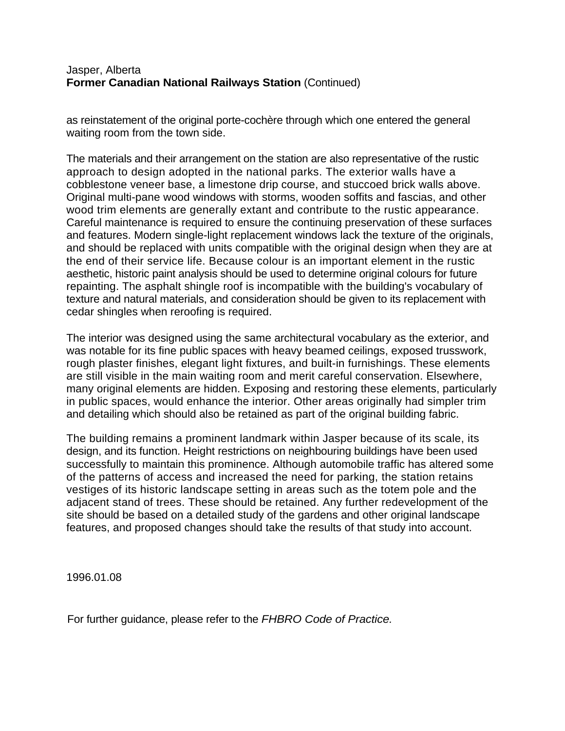Jasper, Alberta
**Former Canadian National Railways Station** (Continued)

as reinstatement of the original porte-cochère through which one entered the general waiting room from the town side.

The materials and their arrangement on the station are also representative of the rustic approach to design adopted in the national parks. The exterior walls have a cobblestone veneer base, a limestone drip course, and stuccoed brick walls above. Original multi-pane wood windows with storms, wooden soffits and fascias, and other wood trim elements are generally extant and contribute to the rustic appearance. Careful maintenance is required to ensure the continuing preservation of these surfaces and features. Modern single-light replacement windows lack the texture of the originals, and should be replaced with units compatible with the original design when they are at the end of their service life. Because colour is an important element in the rustic aesthetic, historic paint analysis should be used to determine original colours for future repainting. The asphalt shingle roof is incompatible with the building's vocabulary of texture and natural materials, and consideration should be given to its replacement with cedar shingles when reroofing is required.

The interior was designed using the same architectural vocabulary as the exterior, and was notable for its fine public spaces with heavy beamed ceilings, exposed trusswork, rough plaster finishes, elegant light fixtures, and built-in furnishings. These elements are still visible in the main waiting room and merit careful conservation. Elsewhere, many original elements are hidden. Exposing and restoring these elements, particularly in public spaces, would enhance the interior. Other areas originally had simpler trim and detailing which should also be retained as part of the original building fabric.

The building remains a prominent landmark within Jasper because of its scale, its design, and its function. Height restrictions on neighbouring buildings have been used successfully to maintain this prominence. Although automobile traffic has altered some of the patterns of access and increased the need for parking, the station retains vestiges of its historic landscape setting in areas such as the totem pole and the adjacent stand of trees. These should be retained. Any further redevelopment of the site should be based on a detailed study of the gardens and other original landscape features, and proposed changes should take the results of that study into account.

1996.01.08

For further guidance, please refer to the *FHBRO Code of Practice.*